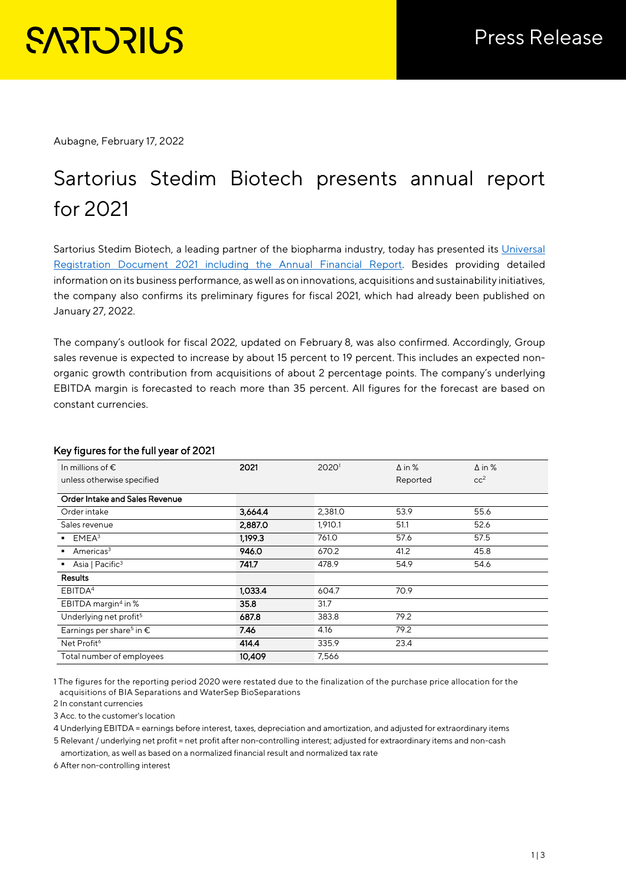Aubagne, February 17, 2022

# Sartorius Stedim Biotech presents annual report for 2021

Sartorius Stedim Biotech, a leading partner of the biopharma industry, today has presented its Universal Registration Document 2021 including the Annual Financial Report. Besides providing detailed information on its business performance, as well as on innovations, acquisitions and sustainability initiatives, the company also confirms its preliminary figures for fiscal 2021, which had already been published on January 27, 2022.

The company's outlook for fiscal 2022, updated on February 8, was also confirmed. Accordingly, Group sales revenue is expected to increase by about 15 percent to 19 percent. This includes an expected non-organic growth contribution from acquisitions of about 2 percentage points. The company's underlying EBITDA margin is forecasted to reach more than 35 percent. All figures for the forecast are based on constant currencies.

### Key figures for the full year of 2021

| In millions of € unless otherwise specified | **2021** | 2020[1] | Δ in % Reported | Δ in % cc[2] |
|---|---|---|---|---|
| **Order Intake and Sales Revenue** | | | | |
| Order intake | **3,664.4** | 2,381.0 | 53.9 | 55.6 |
| Sales revenue | **2,887.0** | 1,910.1 | 51.1 | 52.6 |
| ▪ EMEA[3] | **1,199.3** | 761.0 | 57.6 | 57.5 |
| ▪ Americas[3] | **946.0** | 670.2 | 41.2 | 45.8 |
| ▪ Asia \| Pacific[3] | **741.7** | 478.9 | 54.9 | 54.6 |
| **Results** | | | | |
| EBITDA[4] | **1,033.4** | 604.7 | 70.9 | |
| EBITDA margin[4] in % | **35.8** | 31.7 | | |
| Underlying net profit[5] | **687.8** | 383.8 | 79.2 | |
| Earnings per share[5] in € | **7.46** | 4.16 | 79.2 | |
| Net Profit[6] | **414.4** | 335.9 | 23.4 | |
| Total number of employees | **10,409** | 7,566 | | |

1 The figures for the reporting period 2020 were restated due to the finalization of the purchase price allocation for the acquisitions of BIA Separations and WaterSep BioSeparations

2 In constant currencies

3 Acc. to the customer's location

4 Underlying EBITDA = earnings before interest, taxes, depreciation and amortization, and adjusted for extraordinary items

5 Relevant / underlying net profit = net profit after non-controlling interest; adjusted for extraordinary items and non-cash amortization, as well as based on a normalized financial result and normalized tax rate

6 After non-controlling interest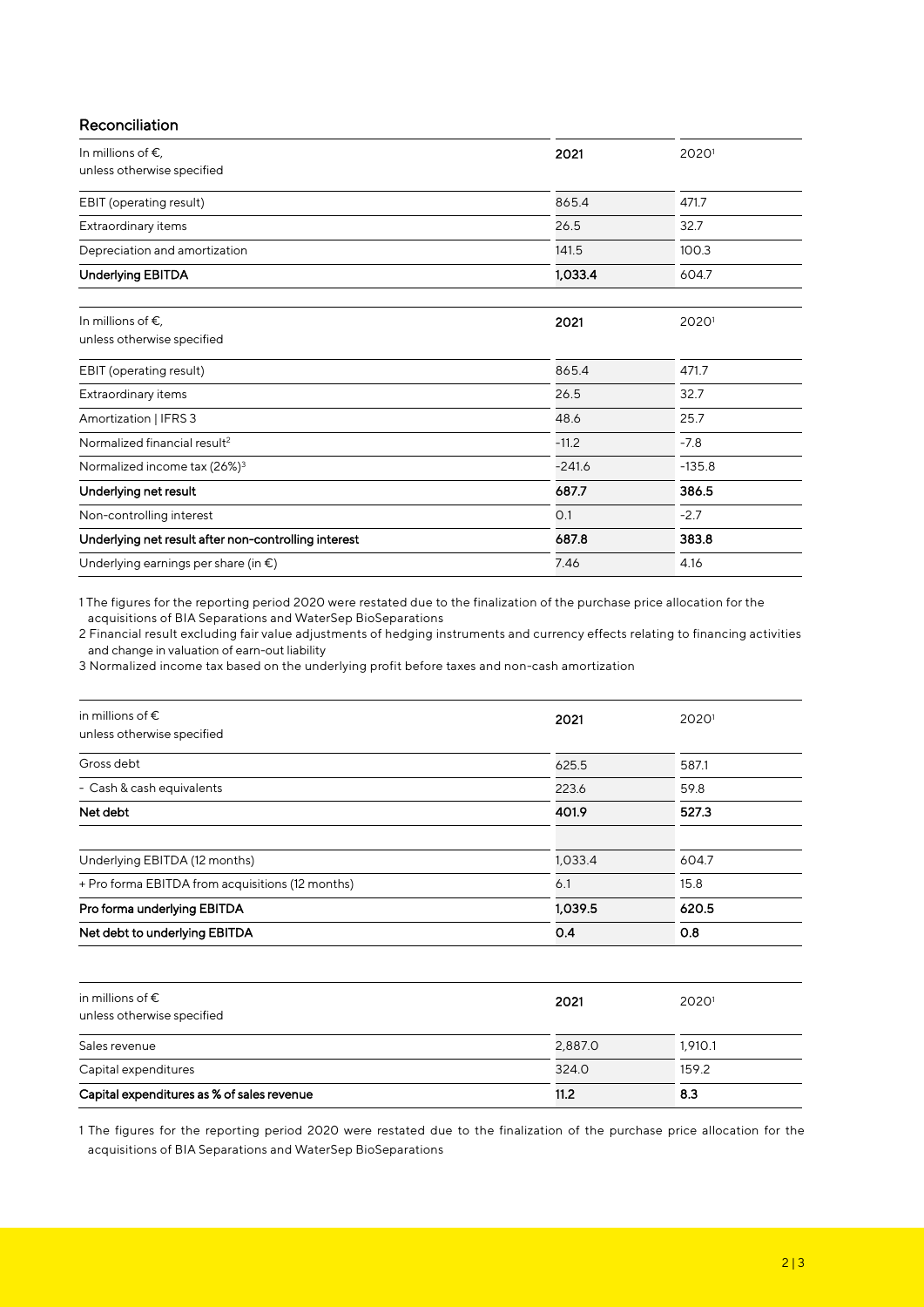## Reconciliation

| In millions of €, unless otherwise specified | 2021 | 2020[1] |
|---|---|---|
| EBIT (operating result) | 865.4 | 471.7 |
| Extraordinary items | 26.5 | 32.7 |
| Depreciation and amortization | 141.5 | 100.3 |
| **Underlying EBITDA** | **1,033.4** | 604.7 |

| In millions of €, unless otherwise specified | 2021 | 2020[1] |
|---|---|---|
| EBIT (operating result) | 865.4 | 471.7 |
| Extraordinary items | 26.5 | 32.7 |
| Amortization \| IFRS 3 | 48.6 | 25.7 |
| Normalized financial result[2] | -11.2 | -7.8 |
| Normalized income tax (26%)[3] | -241.6 | -135.8 |
| **Underlying net result** | **687.7** | **386.5** |
| Non-controlling interest | 0.1 | -2.7 |
| **Underlying net result after non-controlling interest** | **687.8** | **383.8** |
| Underlying earnings per share (in €) | 7.46 | 4.16 |

1 The figures for the reporting period 2020 were restated due to the finalization of the purchase price allocation for the acquisitions of BIA Separations and WaterSep BioSeparations

2 Financial result excluding fair value adjustments of hedging instruments and currency effects relating to financing activities and change in valuation of earn-out liability

3 Normalized income tax based on the underlying profit before taxes and non-cash amortization

| in millions of € unless otherwise specified | 2021 | 2020[1] |
|---|---|---|
| Gross debt | 625.5 | 587.1 |
| - Cash & cash equivalents | 223.6 | 59.8 |
| **Net debt** | **401.9** | **527.3** |
| | | |
| Underlying EBITDA (12 months) | 1,033.4 | 604.7 |
| + Pro forma EBITDA from acquisitions (12 months) | 6.1 | 15.8 |
| **Pro forma underlying EBITDA** | **1,039.5** | **620.5** |
| **Net debt to underlying EBITDA** | **0.4** | **0.8** |

| in millions of € unless otherwise specified | 2021 | 2020[1] |
|---|---|---|
| Sales revenue | 2,887.0 | 1,910.1 |
| Capital expenditures | 324.0 | 159.2 |
| **Capital expenditures as % of sales revenue** | **11.2** | **8.3** |

1 The figures for the reporting period 2020 were restated due to the finalization of the purchase price allocation for the acquisitions of BIA Separations and WaterSep BioSeparations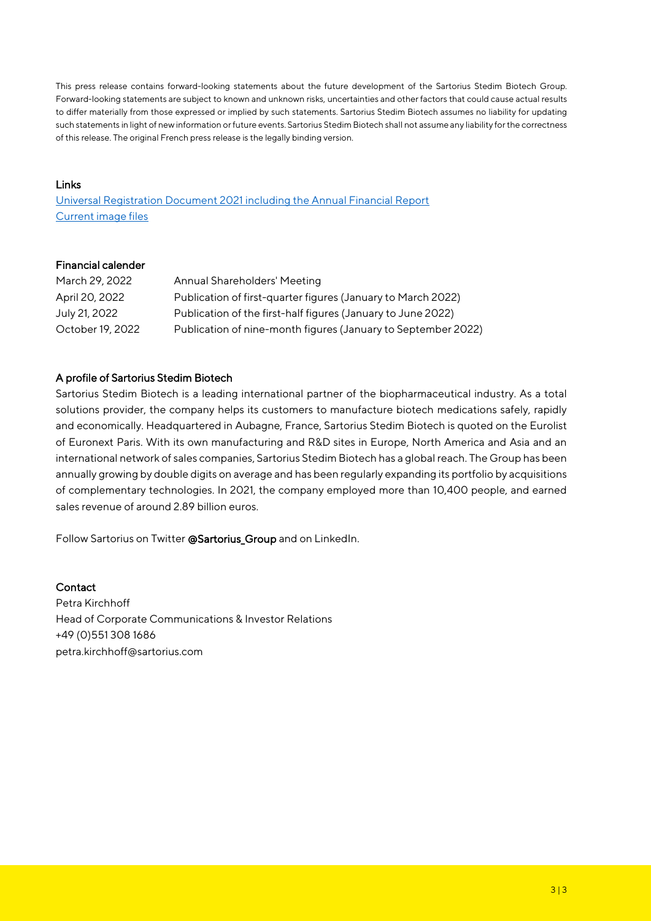This press release contains forward-looking statements about the future development of the Sartorius Stedim Biotech Group. Forward-looking statements are subject to known and unknown risks, uncertainties and other factors that could cause actual results to differ materially from those expressed or implied by such statements. Sartorius Stedim Biotech assumes no liability for updating such statements in light of new information or future events. Sartorius Stedim Biotech shall not assume any liability for the correctness of this release. The original French press release is the legally binding version.

**Links**

Universal Registration Document 2021 including the Annual Financial Report
Current image files

**Financial calender**

| | |
|---|---|
| March 29, 2022 | Annual Shareholders' Meeting |
| April 20, 2022 | Publication of first-quarter figures (January to March 2022) |
| July 21, 2022 | Publication of the first-half figures (January to June 2022) |
| October 19, 2022 | Publication of nine-month figures (January to September 2022) |

**A profile of Sartorius Stedim Biotech**

Sartorius Stedim Biotech is a leading international partner of the biopharmaceutical industry. As a total solutions provider, the company helps its customers to manufacture biotech medications safely, rapidly and economically. Headquartered in Aubagne, France, Sartorius Stedim Biotech is quoted on the Eurolist of Euronext Paris. With its own manufacturing and R&D sites in Europe, North America and Asia and an international network of sales companies, Sartorius Stedim Biotech has a global reach. The Group has been annually growing by double digits on average and has been regularly expanding its portfolio by acquisitions of complementary technologies. In 2021, the company employed more than 10,400 people, and earned sales revenue of around 2.89 billion euros.

Follow Sartorius on Twitter **@Sartorius_Group** and on LinkedIn.

**Contact**

Petra Kirchhoff
Head of Corporate Communications & Investor Relations
+49 (0)551 308 1686
petra.kirchhoff@sartorius.com